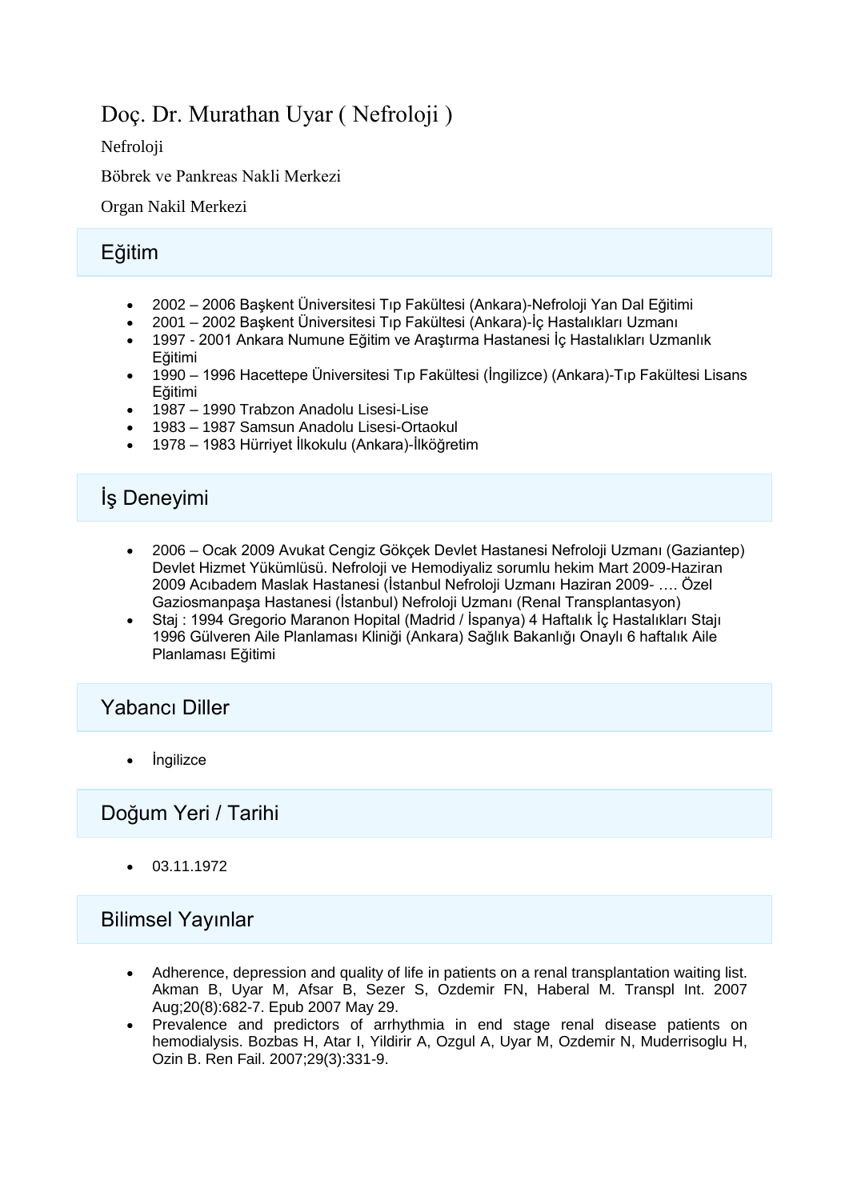# Doç. Dr. Murathan Uyar ( Nefroloji )

Nefroloji

Böbrek ve Pankreas Nakli Merkezi

Organ Nakil Merkezi

## Eğitim

- 2002 – 2006 Başkent Üniversitesi Tıp Fakültesi (Ankara)-Nefroloji Yan Dal Eğitimi
- 2001 – 2002 Başkent Üniversitesi Tıp Fakültesi (Ankara)-İç Hastalıkları Uzmanı
- 1997 - 2001 Ankara Numune Eğitim ve Araştırma Hastanesi İç Hastalıkları Uzmanlık Eğitimi
- 1990 – 1996 Hacettepe Üniversitesi Tıp Fakültesi (İngilizce) (Ankara)-Tıp Fakültesi Lisans Eğitimi
- 1987 – 1990 Trabzon Anadolu Lisesi-Lise
- 1983 – 1987 Samsun Anadolu Lisesi-Ortaokul
- 1978 – 1983 Hürriyet İlkokulu (Ankara)-İlköğretim

## İş Deneyimi

- 2006 – Ocak 2009 Avukat Cengiz Gökçek Devlet Hastanesi Nefroloji Uzmanı (Gaziantep) Devlet Hizmet Yükümlüsü. Nefroloji ve Hemodiyaliz sorumlu hekim Mart 2009-Haziran 2009 Acıbadem Maslak Hastanesi (İstanbul Nefroloji Uzmanı Haziran 2009- …. Özel Gaziosmanpaşa Hastanesi (İstanbul) Nefroloji Uzmanı (Renal Transplantasyon)
- Staj : 1994 Gregorio Maranon Hopital (Madrid / İspanya) 4 Haftalık İç Hastalıkları Stajı 1996 Gülveren Aile Planlaması Kliniği (Ankara) Sağlık Bakanlığı Onaylı 6 haftalık Aile Planlaması Eğitimi

## Yabancı Diller

- İngilizce

## Doğum Yeri / Tarihi

- 03.11.1972

## Bilimsel Yayınlar

- Adherence, depression and quality of life in patients on a renal transplantation waiting list. Akman B, Uyar M, Afsar B, Sezer S, Ozdemir FN, Haberal M. Transpl Int. 2007 Aug;20(8):682-7. Epub 2007 May 29.
- Prevalence and predictors of arrhythmia in end stage renal disease patients on hemodialysis. Bozbas H, Atar I, Yildirir A, Ozgul A, Uyar M, Ozdemir N, Muderrisoglu H, Ozin B. Ren Fail. 2007;29(3):331-9.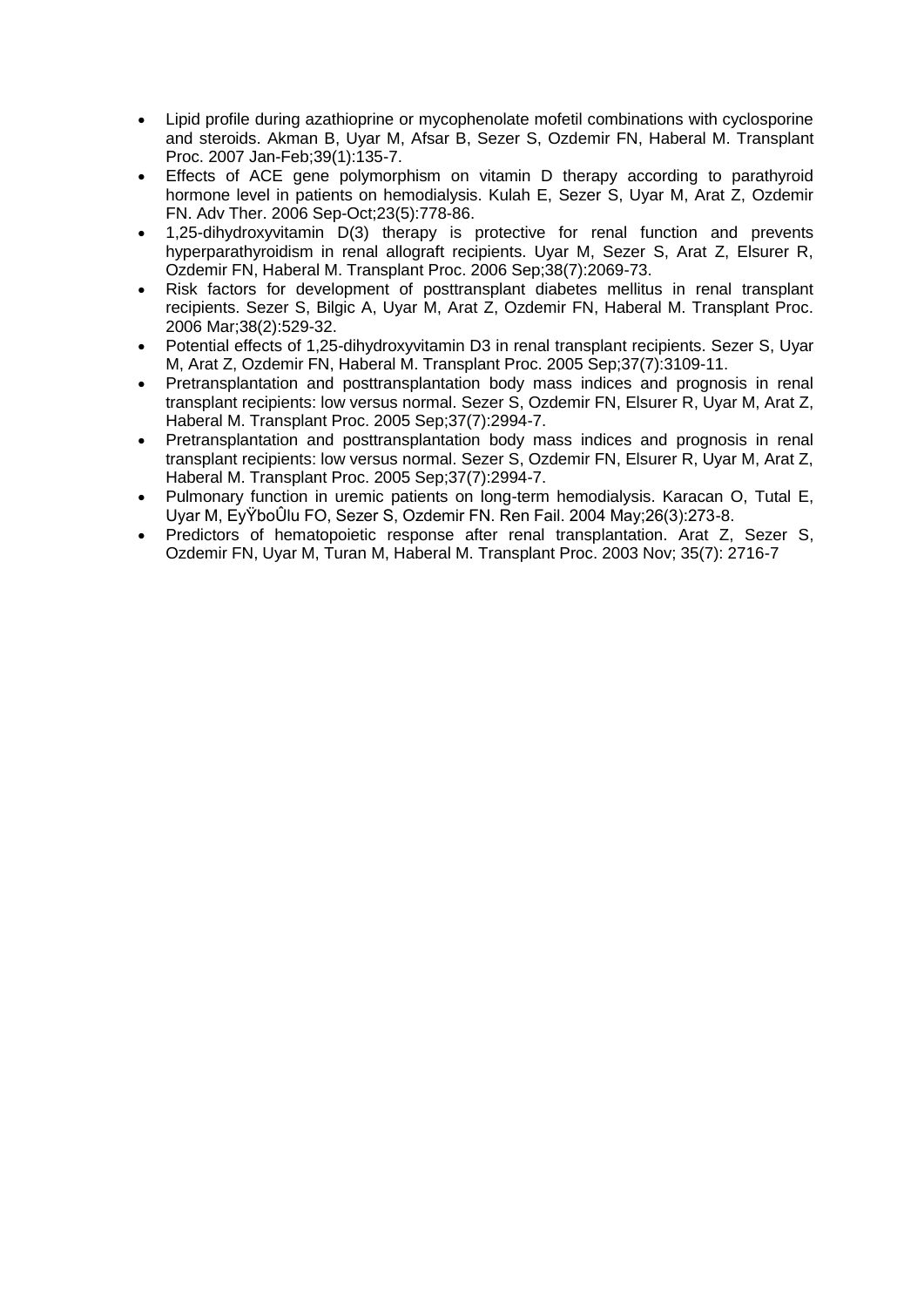- Lipid profile during azathioprine or mycophenolate mofetil combinations with cyclosporine and steroids. Akman B, Uyar M, Afsar B, Sezer S, Ozdemir FN, Haberal M. Transplant Proc. 2007 Jan-Feb;39(1):135-7.
- Effects of ACE gene polymorphism on vitamin D therapy according to parathyroid hormone level in patients on hemodialysis. Kulah E, Sezer S, Uyar M, Arat Z, Ozdemir FN. Adv Ther. 2006 Sep-Oct;23(5):778-86.
- 1,25-dihydroxyvitamin D(3) therapy is protective for renal function and prevents hyperparathyroidism in renal allograft recipients. Uyar M, Sezer S, Arat Z, Elsurer R, Ozdemir FN, Haberal M. Transplant Proc. 2006 Sep;38(7):2069-73.
- Risk factors for development of posttransplant diabetes mellitus in renal transplant recipients. Sezer S, Bilgic A, Uyar M, Arat Z, Ozdemir FN, Haberal M. Transplant Proc. 2006 Mar;38(2):529-32.
- Potential effects of 1,25-dihydroxyvitamin D3 in renal transplant recipients. Sezer S, Uyar M, Arat Z, Ozdemir FN, Haberal M. Transplant Proc. 2005 Sep;37(7):3109-11.
- Pretransplantation and posttransplantation body mass indices and prognosis in renal transplant recipients: low versus normal. Sezer S, Ozdemir FN, Elsurer R, Uyar M, Arat Z, Haberal M. Transplant Proc. 2005 Sep;37(7):2994-7.
- Pretransplantation and posttransplantation body mass indices and prognosis in renal transplant recipients: low versus normal. Sezer S, Ozdemir FN, Elsurer R, Uyar M, Arat Z, Haberal M. Transplant Proc. 2005 Sep;37(7):2994-7.
- Pulmonary function in uremic patients on long-term hemodialysis. Karacan O, Tutal E, Uyar M, EyŸboÛlu FO, Sezer S, Ozdemir FN. Ren Fail. 2004 May;26(3):273-8.
- Predictors of hematopoietic response after renal transplantation. Arat Z, Sezer S, Ozdemir FN, Uyar M, Turan M, Haberal M. Transplant Proc. 2003 Nov; 35(7): 2716-7